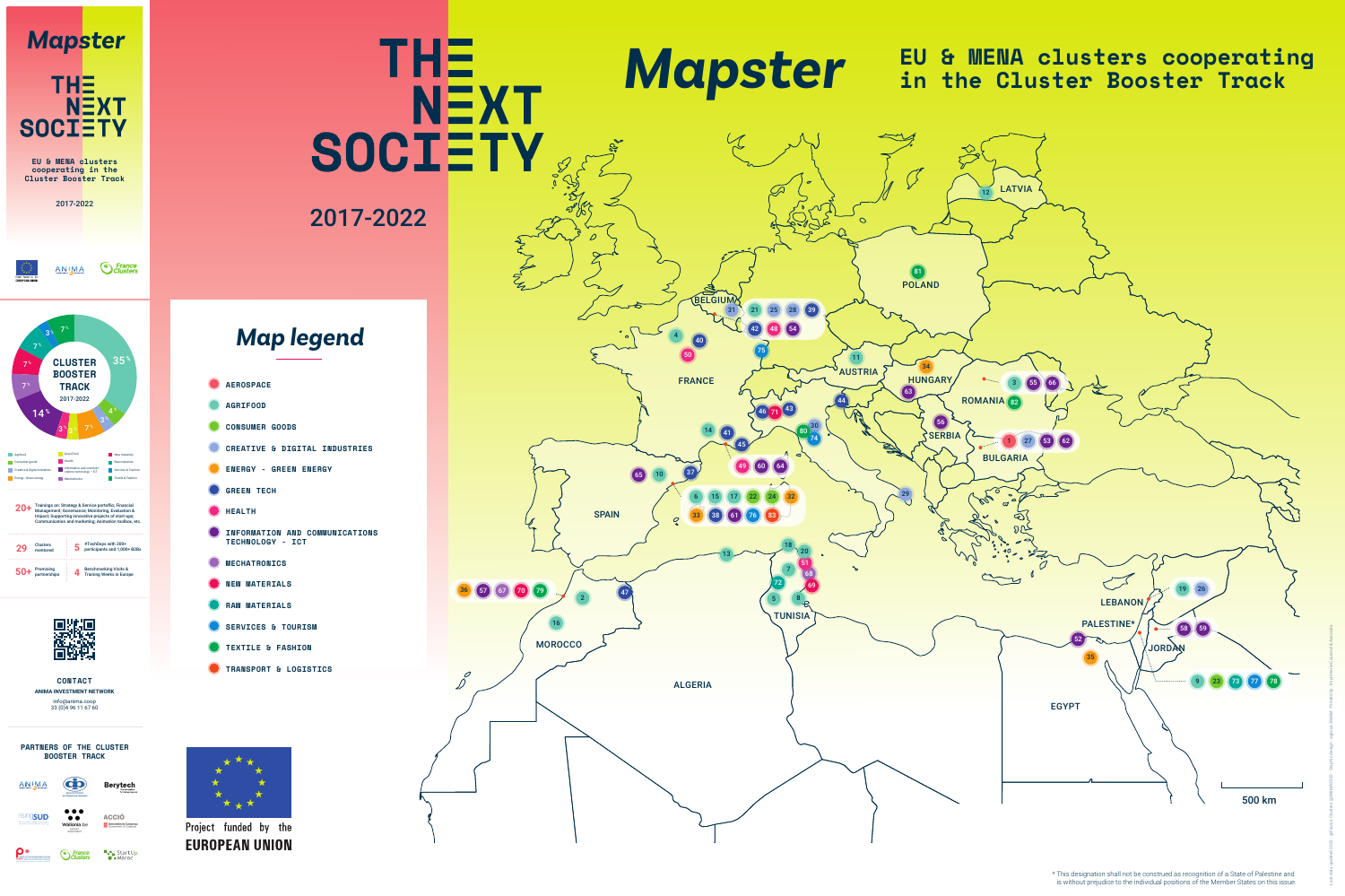# Mapster

## THE NEXT SOCIETY

EU & MENA clusters cooperating in the Cluster Booster Track

2017-2022

ANIMA · France Clusters

CLUSTER BOOSTER TRACK 2017-2022

35% · 4% · 3% · 7% · 3% · 3% · 14% · 7% · 7% · 7% · 3% · 7%

Agrifood · Consumer goods · Creative & Digital industries · Energy - Green energy · Green Tech · Health · Information and communications technology - ICT · Mechatronics · New materials · Raw materials · Services & Tourism · Textile & Fashion

**20+** Trainings on: Strategy & Service portfolio; Financial Management; Governance; Monitoring, Evaluation & Impact; Supporting innovative projects of start-ups; Communication and marketing; Animation toolbox, etc.

**29** Clusters mentored

**5** #TechDays with 200+ participants and 1,000+ B2Bs

**50+** Promising partnerships

**4** Benchmarking Visits & Training Weeks in Europe

CONTACT

ANIMA INVESTMENT NETWORK

info@anima.coop

33 (0)4 96 11 67 60

PARTNERS OF THE CLUSTER BOOSTER TRACK

ANIMA · Berytech · Technopole Sud · Wallonia.be · ACCIÓ · France Clusters · StartUp Maroc

## Map legend

- AEROSPACE
- AGRIFOOD
- CONSUMER GOODS
- CREATIVE & DIGITAL INDUSTRIES
- ENERGY - GREEN ENERGY
- GREEN TECH
- HEALTH
- INFORMATION AND COMMUNICATIONS TECHNOLOGY - ICT
- MECHATRONICS
- NEW MATERIALS
- RAW MATERIALS
- SERVICES & TOURISM
- TEXTILE & FASHION
- TRANSPORT & LOGISTICS

Project funded by the EUROPEAN UNION

# Mapster

EU & MENA clusters cooperating in the Cluster Booster Track

LATVIA: 12

POLAND: 81

BELGIUM: 31, 21, 25, 28, 39, 42, 48, 54

FRANCE: 4, 40, 50, 75, 14, 41, 45, 49, 60, 64, 37, 46, 71, 43, 6, 15, 17, 22, 24, 32, 33, 38, 61, 76, 83

AUSTRIA: 11

HUNGARY: 34, 63

ROMANIA: 3, 55, 66, 82

SERBIA: 56

BULGARIA: 1, 27, 53, 62

ITALY: 44, 30, 80, 74, 29

SPAIN: 65, 10

MOROCCO: 36, 57, 67, 70, 79, 2, 16, 47

TUNISIA: 13, 18, 20, 51, 7, 68, 72, 69, 5, 8

ALGERIA

LEBANON: 19, 26

PALESTINE*: 52, 35

JORDAN: 58, 59, 9, 23, 73, 77, 78

EGYPT

500 km

\* This designation shall not be construed as recognition of a State of Palestine and is without prejudice to the individual positions of the Member States on this issue.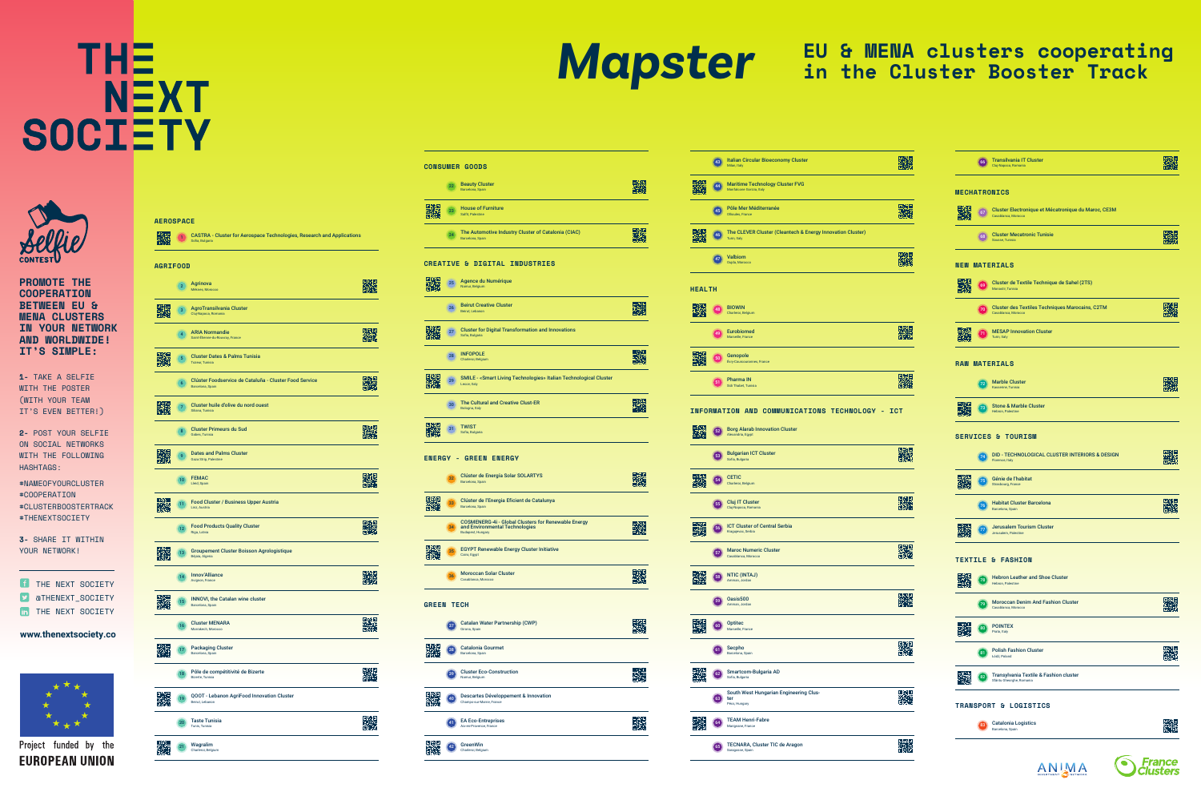# THE NEXT SOCIETY

# Mapster

## EU & MENA clusters cooperating in the Cluster Booster Track

Selfie CONTEST

**PROMOTE THE COOPERATION BETWEEN EU & MENA CLUSTERS IN YOUR NETWORK AND WORLDWIDE! IT'S SIMPLE:**

1- TAKE A SELFIE WITH THE POSTER (WITH YOUR TEAM IT'S EVEN BETTER!)

2- POST YOUR SELFIE ON SOCIAL NETWORKS WITH THE FOLLOWING HASHTAGS:

#NAMEOFYOURCLUSTER
#COOPERATION
#CLUSTERBOOSTERTRACK
#THENEXTSOCIETY

3- SHARE IT WITHIN YOUR NETWORK!

THE NEXT SOCIETY
@THENEXT_SOCIETY
THE NEXT SOCIETY

www.thenextsociety.co

Project funded by the **EUROPEAN UNION**

### AEROSPACE

1. CASTRA - Cluster for Aerospace Technologies, Research and Applications – Sofia, Bulgaria

### AGRIFOOD

2. Agrinova – Meknes, Morocco
3. AgroTransilvania Cluster – Cluj-Napoca, Romania
4. ARIA Normandie – Saint-Etienne-du-Rouvray, France
5. Cluster Dates & Palms Tunisia – Tozeur, Tunisia
6. Clúster Foodservice de Cataluña - Cluster Food Service – Barcelona, Spain
7. Cluster huile d'olive du nord ouest – Siliana, Tunisia
8. Cluster Primeurs du Sud – Gabes, Tunisia
9. Dates and Palms Cluster – Gaza Strip, Palestine
10. FEMAC – Lleid, Spain
11. Food Cluster / Business Upper Austria – Linz, Austria
12. Food Products Quality Cluster – Riga, Latvia
13. Groupement Cluster Boisson Agrologistique – Béjaia, Algeria
14. Innov'Alliance – Avignon, France
15. INNOVI, the Catalan wine cluster – Barcelona, Spain
16. Cluster MENARA – Marrakech, Morocco
17. Packaging Cluster – Barcelona, Spain
18. Pôle de compétitivité de Bizerte – Bizerte, Tunisia
19. QOOT - Lebanon AgriFood Innovation Cluster – Beirut, Lebanon
20. Taste Tunisia – Tunis, Tunisia
21. Wagralim – Charleroi, Belgium

### CONSUMER GOODS

22. Beauty Cluster – Barcelona, Spain
23. House of Furniture – Salfit, Palestine
24. The Automotive Industry Cluster of Catalonia (CIAC) – Barcelona, Spain

### CREATIVE & DIGITAL INDUSTRIES

25. Agence du Numérique – Namur, Belgium
26. Beirut Creative Cluster – Beirut, Lebanon
27. Cluster for Digital Transformation and Innovations – Sofia, Bulgaria
28. INFOPOLE – Charleroi, Belgium
29. SMILE - «Smart Living Technologies» Italian Technological Cluster – Lecce, Italy
30. The Cultural and Creative Clust-ER – Bologna, Italy
31. TWIST – Sofia, Bulgaria

### ENERGY - GREEN ENERGY

32. Clúster de Energía Solar SOLARTYS – Barcelona, Spain
33. Clúster de l'Energia Eficient de Catalunya – Barcelona, Spain
34. COSMENERG-4i - Global Clusters for Renewable Energy and Environmental Technologies – Budapest, Hungary
35. EGYPT Renewable Energy Cluster Initiative – Cairo, Egypt
36. Moroccan Solar Cluster – Casablanca, Morocco

### GREEN TECH

37. Catalan Water Partnership (CWP) – Girona, Spain
38. Catalonia Gourmet – Barcelona, Spain
39. Cluster Eco-Construction – Namur, Belgium
40. Descartes Développement & Innovation – Champs-sur-Marne, France
41. EA Eco-Entreprises – Aix-en-Provence, France
42. GreenWin – Charleroi, Belgium
43. Italian Circular Bioeconomy Cluster – Milan, Italy
44. Maritime Technology Cluster FVG – Monfalcone Gorizia, Italy
45. Pôle Mer Méditerranée – Ollioules, France
46. The CLEVER Cluster (Cleantech & Energy Innovation Cluster) – Turin, Italy
47. Valbiom – Oujda, Morocco

### HEALTH

48. BIOWIN – Charleroi, Belgium
49. Eurobiomed – Marseille, France
50. Genopole – Evry-Courcouronnes, France
51. Pharma IN – Sidi Thabet, Tunisia

### INFORMATION AND COMMUNICATIONS TECHNOLOGY - ICT

52. Borg Alarab Innovation Cluster – Alexandria, Egypt
53. Bulgarian ICT Cluster – Sofia, Bulgaria
54. CETIC – Charleroi, Belgium
55. Cluj IT Cluster – Cluj-Napoca, Romania
56. ICT Cluster of Central Serbia – Kragujevac, Serbia
57. Maroc Numeric Cluster – Casablanca, Morocco
58. NTIC (INTAJ) – Amman, Jordan
59. Oasis500 – Amman, Jordan
60. Optitec – Marseille, France
61. Secpho – Barcelona, Spain
62. Smartcom-Bulgaria AD – Sofia, Bulgaria
63. South West Hungarian Engineering Cluster – Pécs, Hungary
64. TEAM Henri-Fabre – Marignane, France
65. TECNARA, Cluster TIC de Aragon – Zaragoza, Spain
66. Transilvania IT Cluster – Cluj-Napoca, Romania

### MECHATRONICS

67. Cluster Electronique et Mécatronique du Maroc, CE3M – Casablanca, Morocco
68. Cluster Mecatronic Tunisie – Sousse, Tunisia

### NEW MATERIALS

69. Cluster de Textile Technique de Sahel (2TS) – Monastir, Tunisia
70. Cluster des Textiles Techniques Marocains, C2TM – Casablanca, Morocco
71. MESAP Innovation Cluster – Turin, Italy

### RAW MATERIALS

72. Marble Cluster – Kasserine, Tunisia
73. Stone & Marble Cluster – Hebron, Palestine

### SERVICES & TOURISM

74. DID - TECHNOLOGICAL CLUSTER INTERIORS & DESIGN – Piemont, Italy
75. Génie de l'habitat – Strasbourg, France
76. Habitat Cluster Barcelona – Barcelona, Spain
77. Jerusalem Tourism Cluster – Jerusalem, Palestine

### TEXTILE & FASHION

78. Hebron Leather and Shoe Cluster – Hebron, Palestine
79. Moroccan Denim And Fashion Cluster – Casablanca, Morocco
80. POINTEX – Prato, Italy
81. Polish Fashion Cluster – Łódź, Poland
82. Transylvania Textile & Fashion cluster – Sfântu Gheorghe, Romania

### TRANSPORT & LOGISTICS

83. Catalonia Logistics – Barcelona, Spain

ANIMA Investment Network — France Clusters